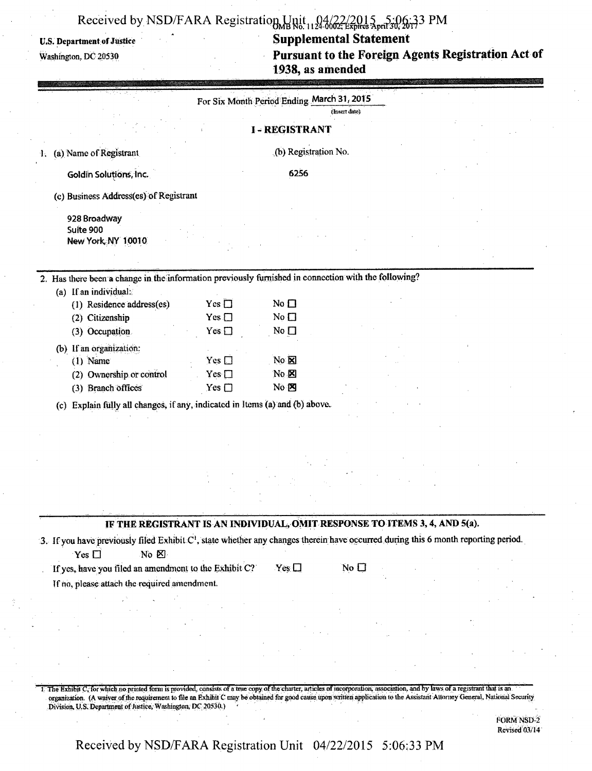U.S. Department of Justice
Washington, DC 20530

OMB No. 1124-0002; Expires April 30, 2017

# Supplemental Statement
## Pursuant to the Foreign Agents Registration Act of 1938, as amended

For Six Month Period Ending March 31, 2015
(Insert date)

## I - REGISTRANT

1. (a) Name of Registrant
   Goldin Solutions, Inc.

   (b) Registration No.
   6256

   (c) Business Address(es) of Registrant
   928 Broadway
   Suite 900
   New York, NY 10010

2. Has there been a change in the information previously furnished in connection with the following?

   (a) If an individual:

   | | | |
   |---|---|---|
   | (1) Residence address(es) | Yes ☐ | No ☐ |
   | (2) Citizenship | Yes ☐ | No ☐ |
   | (3) Occupation | Yes ☐ | No ☐ |

   (b) If an organization:

   | | | |
   |---|---|---|
   | (1) Name | Yes ☐ | No ☒ |
   | (2) Ownership or control | Yes ☐ | No ☒ |
   | (3) Branch offices | Yes ☐ | No ☒ |

   (c) Explain fully all changes, if any, indicated in Items (a) and (b) above.

**IF THE REGISTRANT IS AN INDIVIDUAL, OMIT RESPONSE TO ITEMS 3, 4, AND 5(a).**

3. If you have previously filed Exhibit C[1], state whether any changes therein have occurred during this 6 month reporting period.

   Yes ☐ No ☒

   If yes, have you filed an amendment to the Exhibit C? Yes ☐ No ☐

   If no, please attach the required amendment.

1 The Exhibit C, for which no printed form is provided, consists of a true copy of the charter, articles of incorporation, association, and by laws of a registrant that is an organization. (A waiver of the requirement to file an Exhibit C may be obtained for good cause upon written application to the Assistant Attorney General, National Security Division, U.S. Department of Justice, Washington, DC 20530.)

FORM NSD-2
Revised 03/14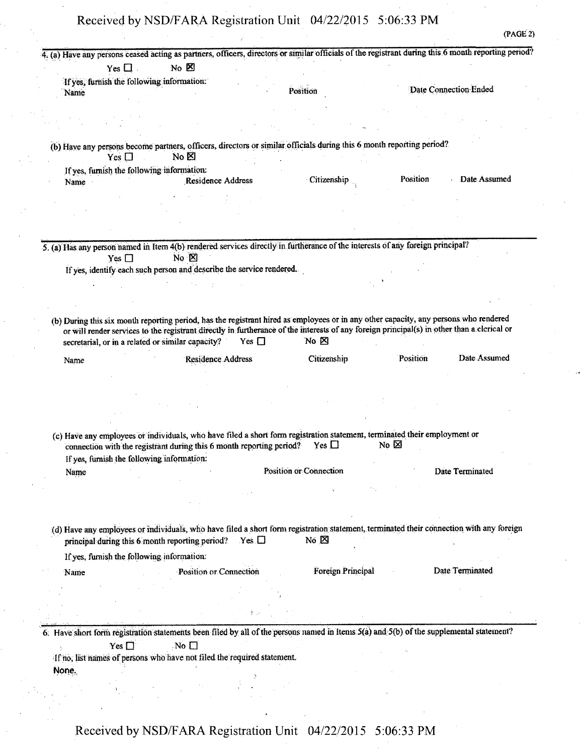(PAGE 2)

4. (a) Have any persons ceased acting as partners, officers, directors or similar officials of the registrant during this 6 month reporting period?

Yes ☐ No ☒

If yes, furnish the following information:

| Name | Position | Date Connection Ended |
|---|---|---|

(b) Have any persons become partners, officers, directors or similar officials during this 6 month reporting period?

Yes ☐ No ☒

If yes, furnish the following information:

| Name | Residence Address | Citizenship | Position | Date Assumed |
|---|---|---|---|---|

5. (a) Has any person named in Item 4(b) rendered services directly in furtherance of the interests of any foreign principal?

Yes ☐ No ☒

If yes, identify each such person and describe the service rendered.

(b) During this six month reporting period, has the registrant hired as employees or in any other capacity, any persons who rendered or will render services to the registrant directly in furtherance of the interests of any foreign principal(s) in other than a clerical or secretarial, or in a related or similar capacity? Yes ☐ No ☒

| Name | Residence Address | Citizenship | Position | Date Assumed |
|---|---|---|---|---|

(c) Have any employees or individuals, who have filed a short form registration statement, terminated their employment or connection with the registrant during this 6 month reporting period? Yes ☐ No ☒

If yes, furnish the following information:

| Name | Position or Connection | Date Terminated |
|---|---|---|

(d) Have any employees or individuals, who have filed a short form registration statement, terminated their connection with any foreign principal during this 6 month reporting period? Yes ☐ No ☒

If yes, furnish the following information:

| Name | Position or Connection | Foreign Principal | Date Terminated |
|---|---|---|---|

6. Have short form registration statements been filed by all of the persons named in Items 5(a) and 5(b) of the supplemental statement?

Yes ☐ No ☐

If no, list names of persons who have not filed the required statement.

None.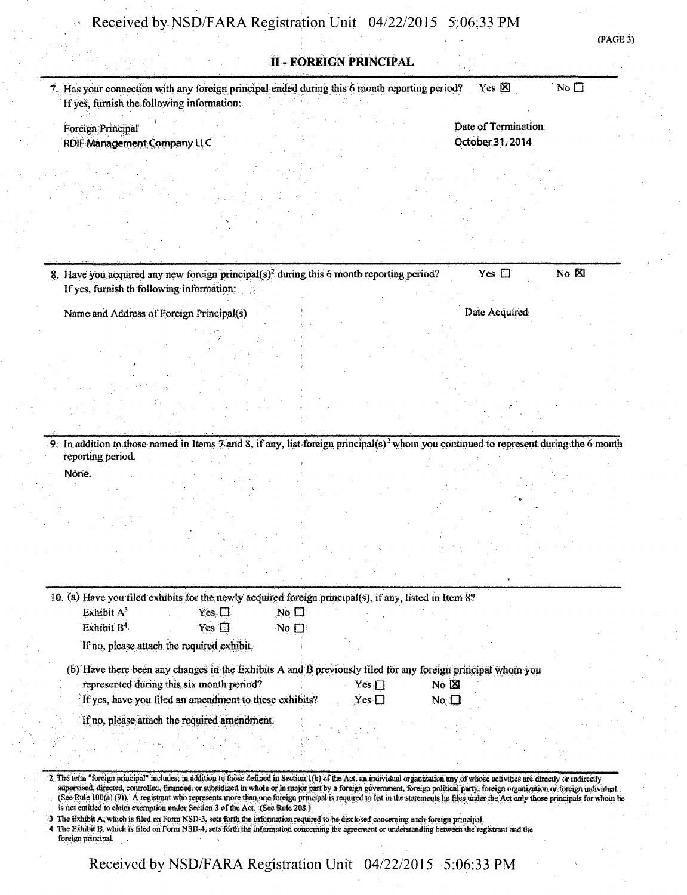## II - FOREIGN PRINCIPAL

7. Has your connection with any foreign principal ended during this 6 month reporting period? Yes ☒ No ☐
   If yes, furnish the following information:

| Foreign Principal | Date of Termination |
| --- | --- |
| RDIF Management Company LLC | October 31, 2014 |

8. Have you acquired any new foreign principal(s)[2] during this 6 month reporting period? Yes ☐ No ☒
   If yes, furnish th following information:

| Name and Address of Foreign Principal(s) | Date Acquired |
| --- | --- |

9. In addition to those named in Items 7 and 8, if any, list foreign principal(s)[2] whom you continued to represent during the 6 month reporting period.

   None.

10. (a) Have you filed exhibits for the newly acquired foreign principal(s), if any, listed in Item 8?

    Exhibit A[3] Yes ☐ No ☐
    Exhibit B[4] Yes ☐ No ☐

    If no, please attach the required exhibit.

    (b) Have there been any changes in the Exhibits A and B previously filed for any foreign principal whom you represented during this six month period? Yes ☐ No ☒

    If yes, have you filed an amendment to these exhibits? Yes ☐ No ☐

    If no, please attach the required amendment.

---

2 The term "foreign principal" includes, in addition to those defined in Section 1(b) of the Act, an individual organization any of whose activities are directly or indirectly supervised, directed, controlled, financed, or subsidized in whole or in major part by a foreign government, foreign political party, foreign organization or foreign individual. (See Rule 100(a) (9)). A registrant who represents more than one foreign principal is required to list in the statements he files under the Act only those principals for whom he is not entitled to claim exemption under Section 3 of the Act. (See Rule 208.)

3 The Exhibit A, which is filed on Form NSD-3, sets forth the information required to be disclosed concerning each foreign principal.

4 The Exhibit B, which is filed on Form NSD-4, sets forth the information concerning the agreement or understanding between the registrant and the foreign principal.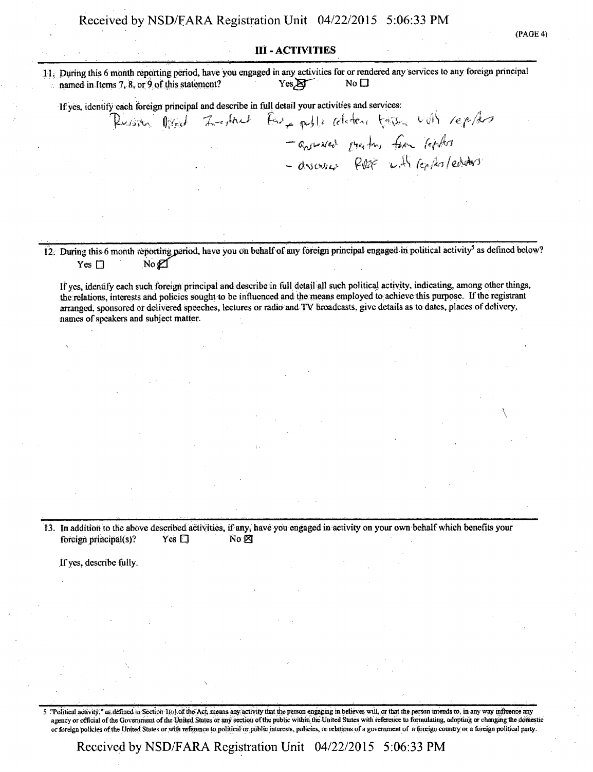## III - ACTIVITIES

11. During this 6 month reporting period, have you engaged in any activities for or rendered any services to any foreign principal named in Items 7, 8, or 9 of this statement? Yes ☒ No ☐

If yes, identify each foreign principal and describe in full detail your activities and services:

Russian Direct Investment Fund - public relations training with reporters
- answered questions from reporters
- discussed RDIF with reporters/editors

12. During this 6 month reporting period, have you on behalf of any foreign principal engaged in political activity[5] as defined below? Yes ☐ No ☒

If yes, identify each such foreign principal and describe in full detail all such political activity, indicating, among other things, the relations, interests and policies sought to be influenced and the means employed to achieve this purpose. If the registrant arranged, sponsored or delivered speeches, lectures or radio and TV broadcasts, give details as to dates, places of delivery, names of speakers and subject matter.

13. In addition to the above described activities, if any, have you engaged in activity on your own behalf which benefits your foreign principal(s)? Yes ☐ No ☒

If yes, describe fully.

5 "Political activity," as defined in Section 1(o) of the Act, means any activity that the person engaging in believes will, or that the person intends to, in any way influence any agency or official of the Government of the United States or any section of the public within the United States with reference to formulating, adopting or changing the domestic or foreign policies of the United States or with reference to political or public interests, policies, or relations of a government of a foreign country or a foreign political party.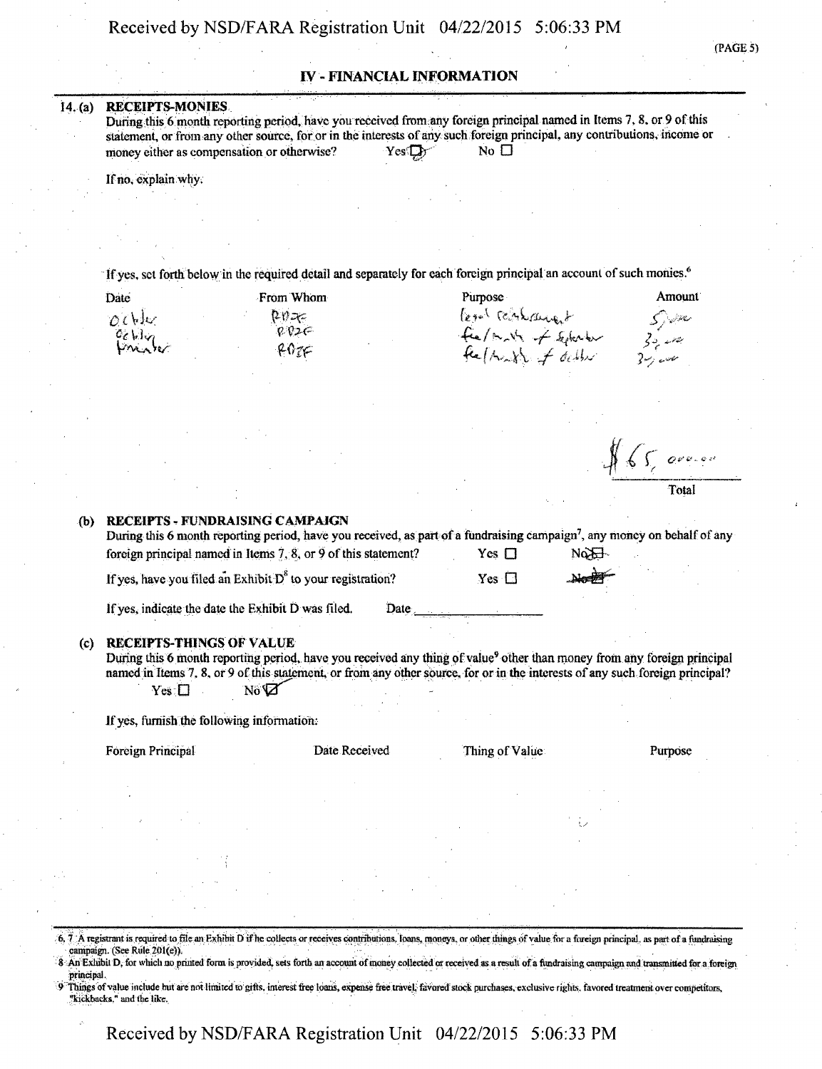(PAGE 5)

## IV - FINANCIAL INFORMATION

14. (a) **RECEIPTS-MONIES**

During this 6 month reporting period, have you received from any foreign principal named in Items 7, 8, or 9 of this statement, or from any other source, for or in the interests of any such foreign principal, any contributions, income or money either as compensation or otherwise? Yes ☒ No ☐

If no, explain why.

If yes, set forth below in the required detail and separately for each foreign principal an account of such monies.[6]

| Date | From Whom | Purpose | Amount |
|---|---|---|---|
| October | RPZF | legal reimbursement | 5,000 |
| October | RPZF | fee/month of September | 30,000 |
| November | RPZF | fee/month of October | 30,000 |

$65,000.00
Total

(b) **RECEIPTS - FUNDRAISING CAMPAIGN**

During this 6 month reporting period, have you received, as part of a fundraising campaign[7], any money on behalf of any foreign principal named in Items 7, 8, or 9 of this statement? Yes ☐ No ☒

If yes, have you filed an Exhibit D[8] to your registration? Yes ☐ No ☒

If yes, indicate the date the Exhibit D was filed. Date ______________

(c) **RECEIPTS-THINGS OF VALUE**

During this 6 month reporting period, have you received any thing of value[9] other than money from any foreign principal named in Items 7, 8, or 9 of this statement, or from any other source, for or in the interests of any such foreign principal? Yes ☐ No ☒

If yes, furnish the following information:

| Foreign Principal | Date Received | Thing of Value | Purpose |
|---|---|---|---|
| | | | |

6, 7 A registrant is required to file an Exhibit D if he collects or receives contributions, loans, moneys, or other things of value for a foreign principal, as part of a fundraising campaign. (See Rule 201(e)).

8 An Exhibit D, for which no printed form is provided, sets forth an account of money collected or received as a result of a fundraising campaign and transmitted for a foreign principal.

9 Things of value include but are not limited to gifts, interest free loans, expense free travel, favored stock purchases, exclusive rights, favored treatment over competitors, "kickbacks," and the like.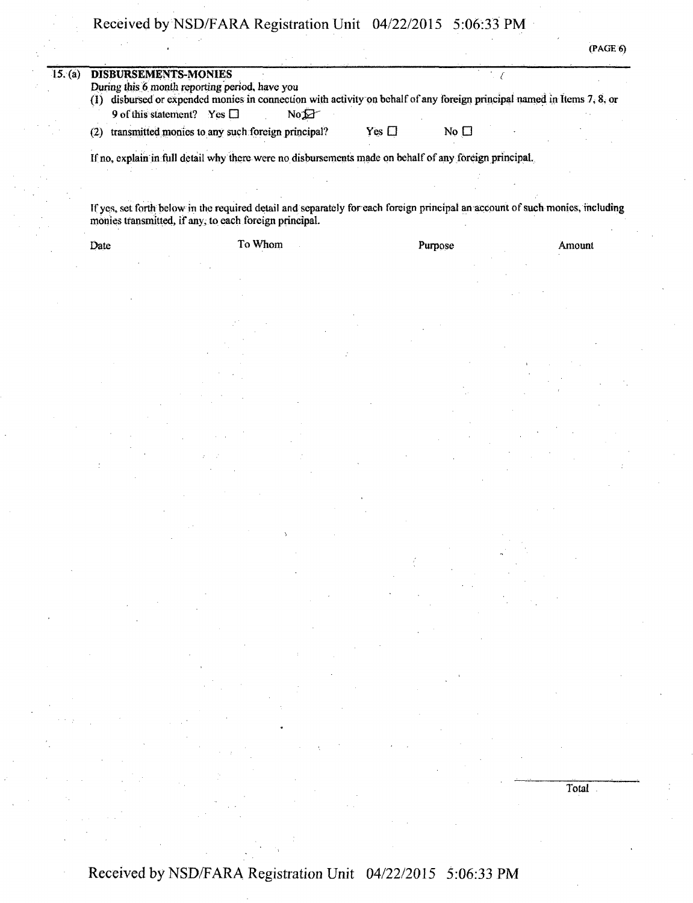## 15. (a) DISBURSEMENTS-MONIES

During this 6 month reporting period, have you

(1) disbursed or expended monies in connection with activity on behalf of any foreign principal named in Items 7, 8, or 9 of this statement? Yes ☐ No ☒

(2) transmitted monies to any such foreign principal? Yes ☐ No ☐

If no, explain in full detail why there were no disbursements made on behalf of any foreign principal.

If yes, set forth below in the required detail and separately for each foreign principal an account of such monies, including monies transmitted, if any, to each foreign principal.

| Date | To Whom | Purpose | Amount |
|---|---|---|---|

Total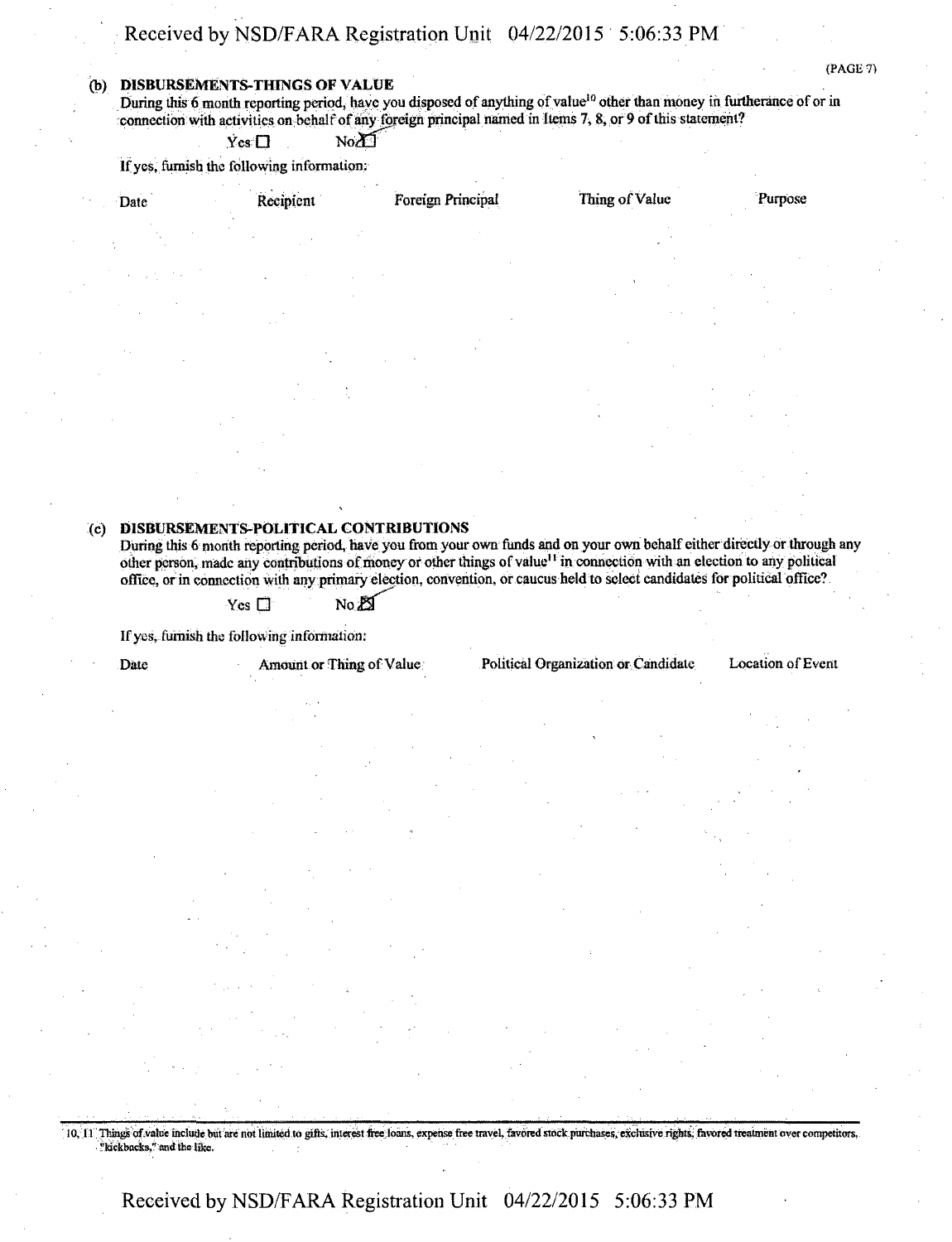(b) **DISBURSEMENTS-THINGS OF VALUE**

During this 6 month reporting period, have you disposed of anything of value[10] other than money in furtherance of or in connection with activities on behalf of any foreign principal named in Items 7, 8, or 9 of this statement?

Yes ☐ No ☒

If yes, furnish the following information:

| Date | Recipient | Foreign Principal | Thing of Value | Purpose |
|---|---|---|---|---|

(c) **DISBURSEMENTS-POLITICAL CONTRIBUTIONS**

During this 6 month reporting period, have you from your own funds and on your own behalf either directly or through any other person, made any contributions of money or other things of value[11] in connection with an election to any political office, or in connection with any primary election, convention, or caucus held to select candidates for political office?

Yes ☐ No ☒

If yes, furnish the following information:

| Date | Amount or Thing of Value | Political Organization or Candidate | Location of Event |
|---|---|---|---|

10, 11 Things of value include but are not limited to gifts, interest free loans, expense free travel, favored stock purchases, exclusive rights, favored treatment over competitors, "kickbacks," and the like.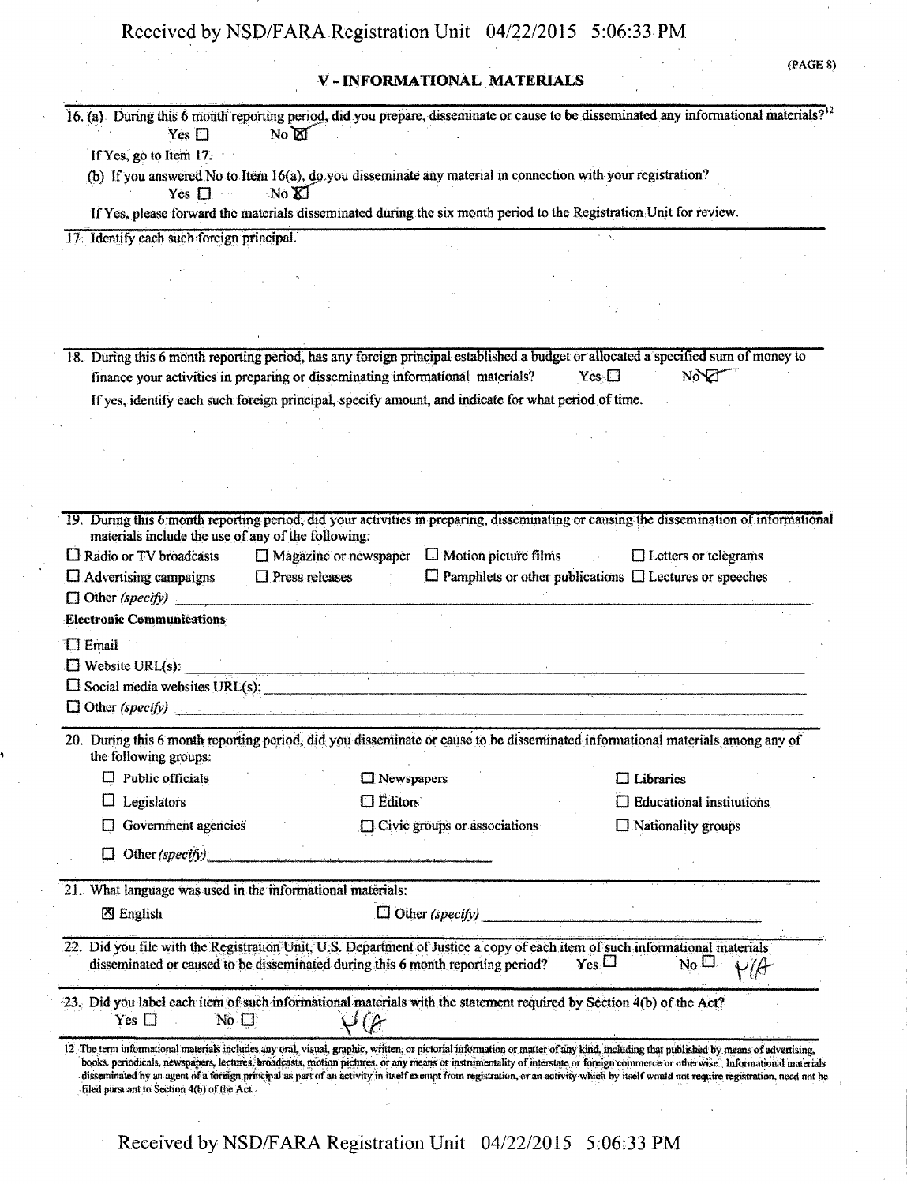## V - INFORMATIONAL MATERIALS

16. (a) During this 6 month reporting period, did you prepare, disseminate or cause to be disseminated any informational materials?[12]

    Yes ☐ No ☒

    If Yes, go to Item 17.

    (b) If you answered No to Item 16(a), do you disseminate any material in connection with your registration?

    Yes ☐ No ☒

    If Yes, please forward the materials disseminated during the six month period to the Registration Unit for review.

17. Identify each such foreign principal.

18. During this 6 month reporting period, has any foreign principal established a budget or allocated a specified sum of money to finance your activities in preparing or disseminating informational materials? Yes ☐ No ☒

    If yes, identify each such foreign principal, specify amount, and indicate for what period of time.

19. During this 6 month reporting period, did your activities in preparing, disseminating or causing the dissemination of informational materials include the use of any of the following:

    ☐ Radio or TV broadcasts ☐ Magazine or newspaper ☐ Motion picture films ☐ Letters or telegrams

    ☐ Advertising campaigns ☐ Press releases ☐ Pamphlets or other publications ☐ Lectures or speeches

    ☐ Other *(specify)* ____________

    **Electronic Communications**

    ☐ Email

    ☐ Website URL(s): ____________

    ☐ Social media websites URL(s): ____________

    ☐ Other *(specify)* ____________

20. During this 6 month reporting period, did you disseminate or cause to be disseminated informational materials among any of the following groups:

    ☐ Public officials ☐ Newspapers ☐ Libraries

    ☐ Legislators ☐ Editors ☐ Educational institutions

    ☐ Government agencies ☐ Civic groups or associations ☐ Nationality groups

    ☐ Other *(specify)* ____________

21. What language was used in the informational materials:

    ☒ English ☐ Other *(specify)* ____________

22. Did you file with the Registration Unit, U.S. Department of Justice a copy of each item of such informational materials disseminated or caused to be disseminated during this 6 month reporting period? Yes ☐ No ☐ N/A

23. Did you label each item of such informational materials with the statement required by Section 4(b) of the Act?

    Yes ☐ No ☐ N/A

[12] The term informational materials includes any oral, visual, graphic, written, or pictorial information or matter of any kind, including that published by means of advertising, books, periodicals, newspapers, lectures, broadcasts, motion pictures, or any means or instrumentality of interstate or foreign commerce or otherwise. Informational materials disseminated by an agent of a foreign principal as part of an activity in itself exempt from registration, or an activity which by itself would not require registration, need not be filed pursuant to Section 4(b) of the Act.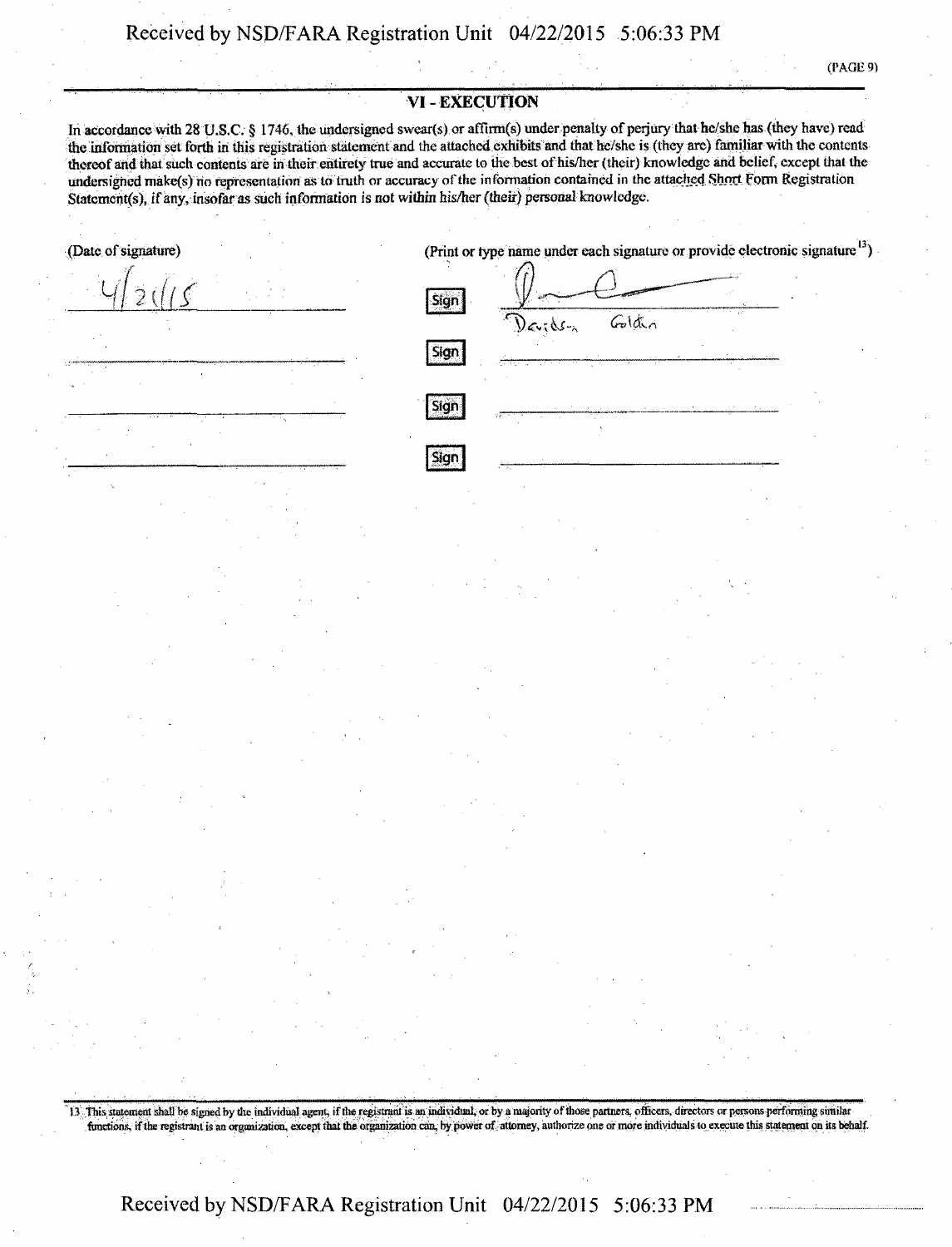## VI - EXECUTION

In accordance with 28 U.S.C. § 1746, the undersigned swear(s) or affirm(s) under penalty of perjury that he/she has (they have) read the information set forth in this registration statement and the attached exhibits and that he/she is (they are) familiar with the contents thereof and that such contents are in their entirety true and accurate to the best of his/her (their) knowledge and belief, except that the undersigned make(s) no representation as to truth or accuracy of the information contained in the attached Short Form Registration Statement(s), if any, insofar as such information is not within his/her (their) personal knowledge.

| (Date of signature) | (Print or type name under each signature or provide electronic signature[13]) |
| --- | --- |
| 4/21/15 | Davidson Goldin |
| | |
| | |
| | |

13 This statement shall be signed by the individual agent, if the registrant is an individual, or by a majority of those partners, officers, directors or persons performing similar functions, if the registrant is an organization, except that the organization can, by power of attorney, authorize one or more individuals to execute this statement on its behalf.